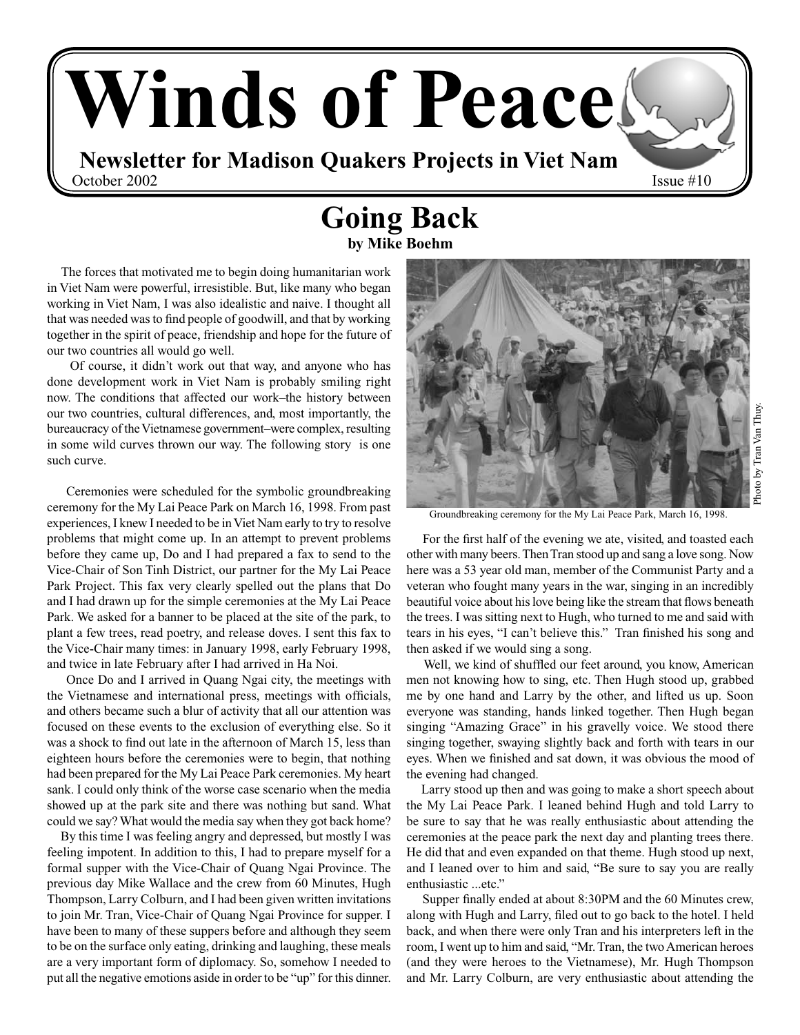# Winds of Peace

**Newsletter for Madison Quakers Projects in Viet Nam**

October 2002 Issue #10

## Going Back

**by Mike Boehm**

The forces that motivated me to begin doing humanitarian work in Viet Nam were powerful, irresistible. But, like many who began working in Viet Nam, I was also idealistic and naive. I thought all that was needed was to find people of goodwill, and that by working together in the spirit of peace, friendship and hope for the future of our two countries all would go well.

Of course, it didn't work out that way, and anyone who has done development work in Viet Nam is probably smiling right now. The conditions that affected our work–the history between our two countries, cultural differences, and, most importantly, the bureaucracy of the Vietnamese government–were complex, resulting in some wild curves thrown our way. The following story is one such curve.

Ceremonies were scheduled for the symbolic groundbreaking ceremony for the My Lai Peace Park on March 16, 1998. From past experiences, I knew I needed to be in Viet Nam early to try to resolve problems that might come up. In an attempt to prevent problems before they came up, Do and I had prepared a fax to send to the Vice-Chair of Son Tinh District, our partner for the My Lai Peace Park Project. This fax very clearly spelled out the plans that Do and I had drawn up for the simple ceremonies at the My Lai Peace Park. We asked for a banner to be placed at the site of the park, to plant a few trees, read poetry, and release doves. I sent this fax to the Vice-Chair many times: in January 1998, early February 1998, and twice in late February after I had arrived in Ha Noi.

Once Do and I arrived in Quang Ngai city, the meetings with the Vietnamese and international press, meetings with officials, and others became such a blur of activity that all our attention was focused on these events to the exclusion of everything else. So it was a shock to find out late in the afternoon of March 15, less than eighteen hours before the ceremonies were to begin, that nothing had been prepared for the My Lai Peace Park ceremonies. My heart sank. I could only think of the worse case scenario when the media showed up at the park site and there was nothing but sand. What could we say? What would the media say when they got back home?

By this time I was feeling angry and depressed, but mostly I was feeling impotent. In addition to this, I had to prepare myself for a formal supper with the Vice-Chair of Quang Ngai Province. The previous day Mike Wallace and the crew from 60 Minutes, Hugh Thompson, Larry Colburn, and I had been given written invitations to join Mr. Tran, Vice-Chair of Quang Ngai Province for supper. I have been to many of these suppers before and although they seem to be on the surface only eating, drinking and laughing, these meals are a very important form of diplomacy. So, somehow I needed to put all the negative emotions aside in order to be "up" for this dinner.

Groundbreaking ceremony for the My Lai Peace Park, March 16, 1998. Photo by Tran Van Thuy.

For the first half of the evening we ate, visited, and toasted each other with many beers. Then Tran stood up and sang a love song. Now here was a 53 year old man, member of the Communist Party and a veteran who fought many years in the war, singing in an incredibly beautiful voice about his love being like the stream that flows beneath the trees. I was sitting next to Hugh, who turned to me and said with tears in his eyes, "I can't believe this." Tran finished his song and then asked if we would sing a song.

Well, we kind of shuffled our feet around, you know, American men not knowing how to sing, etc. Then Hugh stood up, grabbed me by one hand and Larry by the other, and lifted us up. Soon everyone was standing, hands linked together. Then Hugh began singing "Amazing Grace" in his gravelly voice. We stood there singing together, swaying slightly back and forth with tears in our eyes. When we finished and sat down, it was obvious the mood of the evening had changed.

Larry stood up then and was going to make a short speech about the My Lai Peace Park. I leaned behind Hugh and told Larry to be sure to say that he was really enthusiastic about attending the ceremonies at the peace park the next day and planting trees there. He did that and even expanded on that theme. Hugh stood up next, and I leaned over to him and said, "Be sure to say you are really enthusiastic ...etc."

Supper finally ended at about 8:30PM and the 60 Minutes crew, along with Hugh and Larry, filed out to go back to the hotel. I held back, and when there were only Tran and his interpreters left in the room, I went up to him and said, "Mr. Tran, the two American heroes (and they were heroes to the Vietnamese), Mr. Hugh Thompson and Mr. Larry Colburn, are very enthusiastic about attending the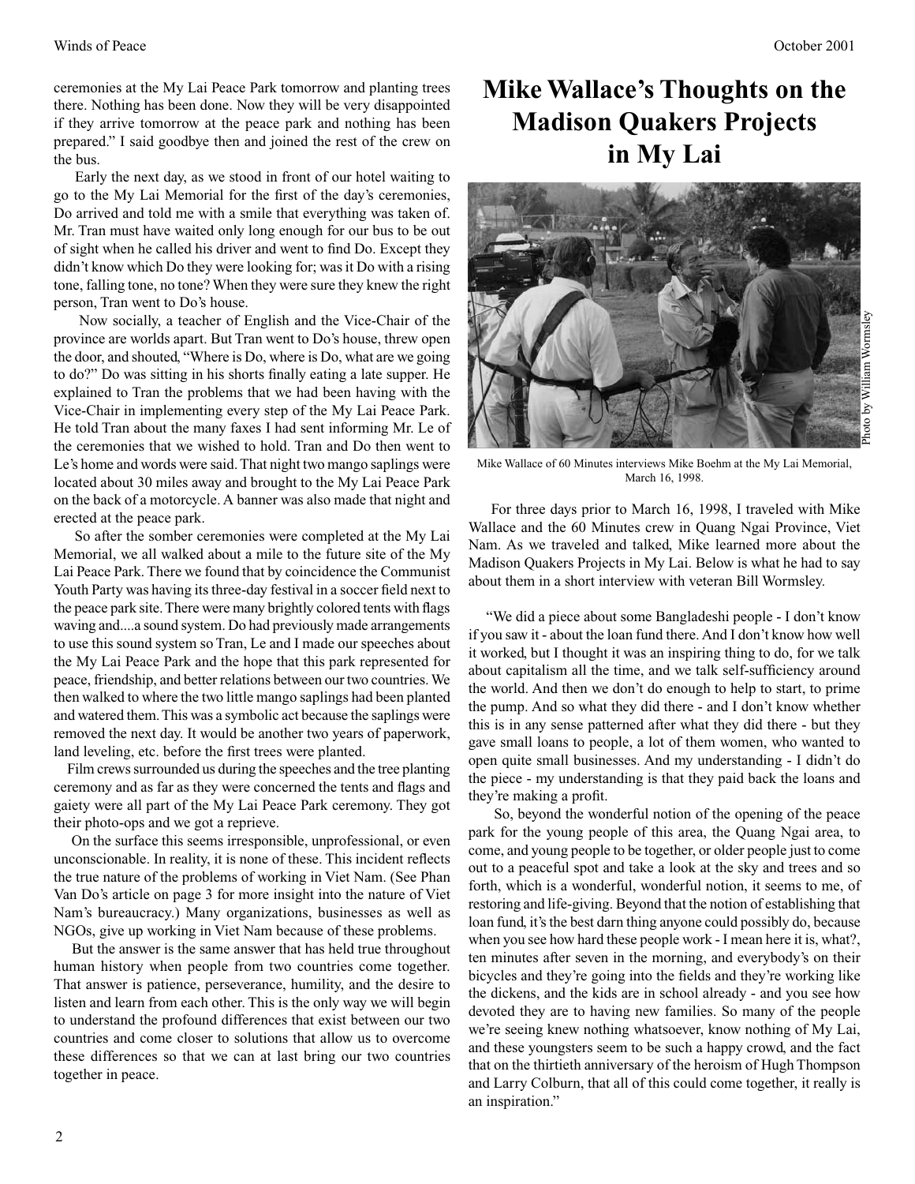ceremonies at the My Lai Peace Park tomorrow and planting trees there. Nothing has been done. Now they will be very disappointed if they arrive tomorrow at the peace park and nothing has been prepared." I said goodbye then and joined the rest of the crew on the bus.

Early the next day, as we stood in front of our hotel waiting to go to the My Lai Memorial for the first of the day's ceremonies, Do arrived and told me with a smile that everything was taken of. Mr. Tran must have waited only long enough for our bus to be out of sight when he called his driver and went to find Do. Except they didn't know which Do they were looking for; was it Do with a rising tone, falling tone, no tone? When they were sure they knew the right person, Tran went to Do's house.

Now socially, a teacher of English and the Vice-Chair of the province are worlds apart. But Tran went to Do's house, threw open the door, and shouted, "Where is Do, where is Do, what are we going to do?" Do was sitting in his shorts finally eating a late supper. He explained to Tran the problems that we had been having with the Vice-Chair in implementing every step of the My Lai Peace Park. He told Tran about the many faxes I had sent informing Mr. Le of the ceremonies that we wished to hold. Tran and Do then went to Le's home and words were said. That night two mango saplings were located about 30 miles away and brought to the My Lai Peace Park on the back of a motorcycle. A banner was also made that night and erected at the peace park.

So after the somber ceremonies were completed at the My Lai Memorial, we all walked about a mile to the future site of the My Lai Peace Park. There we found that by coincidence the Communist Youth Party was having its three-day festival in a soccer field next to the peace park site. There were many brightly colored tents with flags waving and....a sound system. Do had previously made arrangements to use this sound system so Tran, Le and I made our speeches about the My Lai Peace Park and the hope that this park represented for peace, friendship, and better relations between our two countries. We then walked to where the two little mango saplings had been planted and watered them. This was a symbolic act because the saplings were removed the next day. It would be another two years of paperwork, land leveling, etc. before the first trees were planted.

Film crews surrounded us during the speeches and the tree planting ceremony and as far as they were concerned the tents and flags and gaiety were all part of the My Lai Peace Park ceremony. They got their photo-ops and we got a reprieve.

On the surface this seems irresponsible, unprofessional, or even unconscionable. In reality, it is none of these. This incident reflects the true nature of the problems of working in Viet Nam. (See Phan Van Do's article on page 3 for more insight into the nature of Viet Nam's bureaucracy.) Many organizations, businesses as well as NGOs, give up working in Viet Nam because of these problems.

But the answer is the same answer that has held true throughout human history when people from two countries come together. That answer is patience, perseverance, humility, and the desire to listen and learn from each other. This is the only way we will begin to understand the profound differences that exist between our two countries and come closer to solutions that allow us to overcome these differences so that we can at last bring our two countries together in peace.

# Mike Wallace's Thoughts on the Madison Quakers Projects in My Lai

Photo by William Wormsley

Mike Wallace of 60 Minutes interviews Mike Boehm at the My Lai Memorial, March 16, 1998.

For three days prior to March 16, 1998, I traveled with Mike Wallace and the 60 Minutes crew in Quang Ngai Province, Viet Nam. As we traveled and talked, Mike learned more about the Madison Quakers Projects in My Lai. Below is what he had to say about them in a short interview with veteran Bill Wormsley.

"We did a piece about some Bangladeshi people - I don't know if you saw it - about the loan fund there. And I don't know how well it worked, but I thought it was an inspiring thing to do, for we talk about capitalism all the time, and we talk self-sufficiency around the world. And then we don't do enough to help to start, to prime the pump. And so what they did there - and I don't know whether this is in any sense patterned after what they did there - but they gave small loans to people, a lot of them women, who wanted to open quite small businesses. And my understanding - I didn't do the piece - my understanding is that they paid back the loans and they're making a profit.

So, beyond the wonderful notion of the opening of the peace park for the young people of this area, the Quang Ngai area, to come, and young people to be together, or older people just to come out to a peaceful spot and take a look at the sky and trees and so forth, which is a wonderful, wonderful notion, it seems to me, of restoring and life-giving. Beyond that the notion of establishing that loan fund, it's the best darn thing anyone could possibly do, because when you see how hard these people work - I mean here it is, what?, ten minutes after seven in the morning, and everybody's on their bicycles and they're going into the fields and they're working like the dickens, and the kids are in school already - and you see how devoted they are to having new families. So many of the people we're seeing knew nothing whatsoever, know nothing of My Lai, and these youngsters seem to be such a happy crowd, and the fact that on the thirtieth anniversary of the heroism of Hugh Thompson and Larry Colburn, that all of this could come together, it really is an inspiration."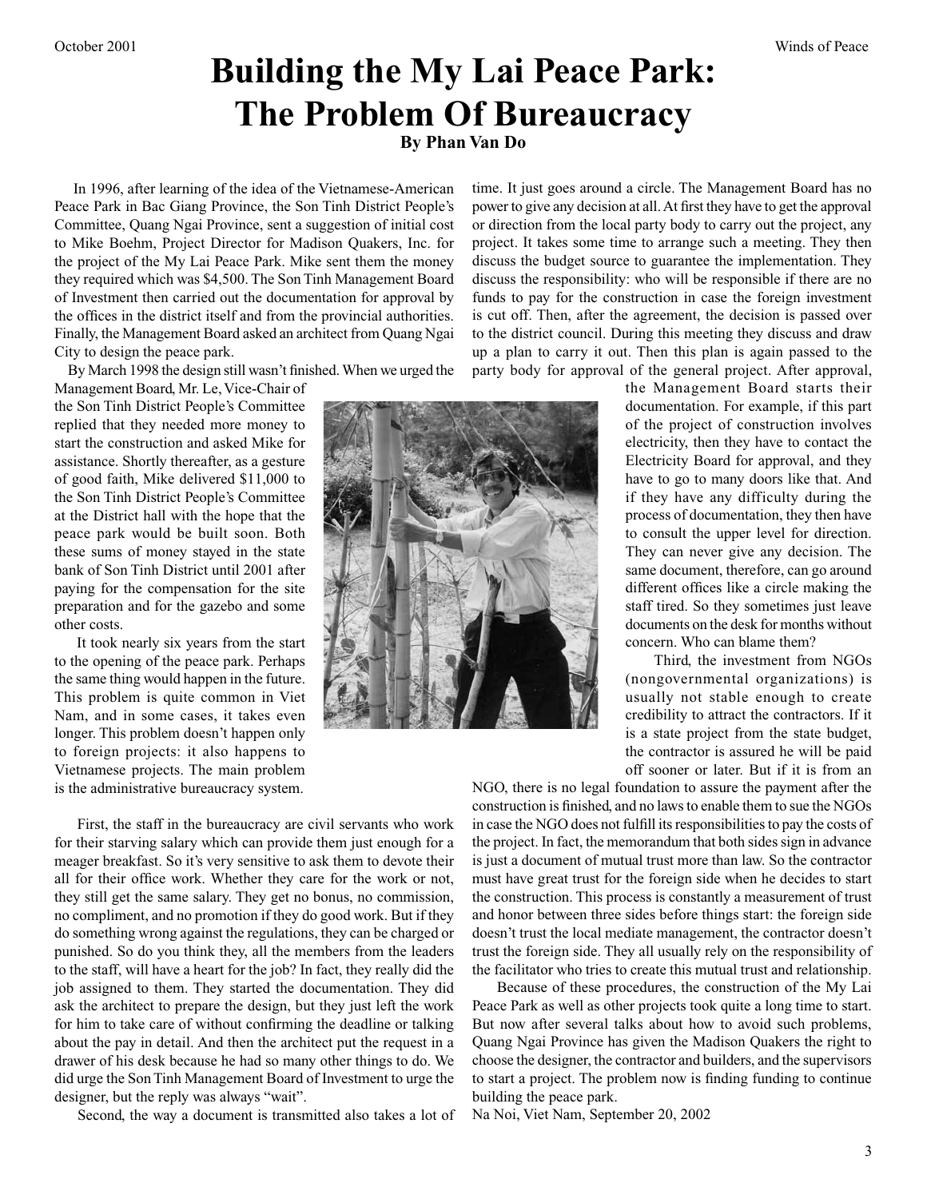# Building the My Lai Peace Park: The Problem Of Bureaucracy

**By Phan Van Do**

In 1996, after learning of the idea of the Vietnamese-American Peace Park in Bac Giang Province, the Son Tinh District People's Committee, Quang Ngai Province, sent a suggestion of initial cost to Mike Boehm, Project Director for Madison Quakers, Inc. for the project of the My Lai Peace Park. Mike sent them the money they required which was $4,500. The Son Tinh Management Board of Investment then carried out the documentation for approval by the offices in the district itself and from the provincial authorities. Finally, the Management Board asked an architect from Quang Ngai City to design the peace park.

By March 1998 the design still wasn't finished. When we urged the Management Board, Mr. Le, Vice-Chair of the Son Tinh District People's Committee replied that they needed more money to start the construction and asked Mike for assistance. Shortly thereafter, as a gesture of good faith, Mike delivered $11,000 to the Son Tinh District People's Committee at the District hall with the hope that the peace park would be built soon. Both these sums of money stayed in the state bank of Son Tinh District until 2001 after paying for the compensation for the site preparation and for the gazebo and some other costs.

It took nearly six years from the start to the opening of the peace park. Perhaps the same thing would happen in the future. This problem is quite common in Viet Nam, and in some cases, it takes even longer. This problem doesn't happen only to foreign projects: it also happens to Vietnamese projects. The main problem is the administrative bureaucracy system.

First, the staff in the bureaucracy are civil servants who work for their starving salary which can provide them just enough for a meager breakfast. So it's very sensitive to ask them to devote their all for their office work. Whether they care for the work or not, they still get the same salary. They get no bonus, no commission, no compliment, and no promotion if they do good work. But if they do something wrong against the regulations, they can be charged or punished. So do you think they, all the members from the leaders to the staff, will have a heart for the job? In fact, they really did the job assigned to them. They started the documentation. They did ask the architect to prepare the design, but they just left the work for him to take care of without confirming the deadline or talking about the pay in detail. And then the architect put the request in a drawer of his desk because he had so many other things to do. We did urge the Son Tinh Management Board of Investment to urge the designer, but the reply was always "wait".

Second, the way a document is transmitted also takes a lot of time. It just goes around a circle. The Management Board has no power to give any decision at all. At first they have to get the approval or direction from the local party body to carry out the project, any project. It takes some time to arrange such a meeting. They then discuss the budget source to guarantee the implementation. They discuss the responsibility: who will be responsible if there are no funds to pay for the construction in case the foreign investment is cut off. Then, after the agreement, the decision is passed over to the district council. During this meeting they discuss and draw up a plan to carry it out. Then this plan is again passed to the party body for approval of the general project. After approval, the Management Board starts their documentation. For example, if this part of the project of construction involves electricity, then they have to contact the Electricity Board for approval, and they have to go to many doors like that. And if they have any difficulty during the process of documentation, they then have to consult the upper level for direction. They can never give any decision. The same document, therefore, can go around different offices like a circle making the staff tired. So they sometimes just leave documents on the desk for months without concern. Who can blame them?

Third, the investment from NGOs (nongovernmental organizations) is usually not stable enough to create credibility to attract the contractors. If it is a state project from the state budget, the contractor is assured he will be paid off sooner or later. But if it is from an NGO, there is no legal foundation to assure the payment after the construction is finished, and no laws to enable them to sue the NGOs in case the NGO does not fulfill its responsibilities to pay the costs of the project. In fact, the memorandum that both sides sign in advance is just a document of mutual trust more than law. So the contractor must have great trust for the foreign side when he decides to start the construction. This process is constantly a measurement of trust and honor between three sides before things start: the foreign side doesn't trust the local mediate management, the contractor doesn't trust the foreign side. They all usually rely on the responsibility of the facilitator who tries to create this mutual trust and relationship.

Because of these procedures, the construction of the My Lai Peace Park as well as other projects took quite a long time to start. But now after several talks about how to avoid such problems, Quang Ngai Province has given the Madison Quakers the right to choose the designer, the contractor and builders, and the supervisors to start a project. The problem now is finding funding to continue building the peace park.

Na Noi, Viet Nam, September 20, 2002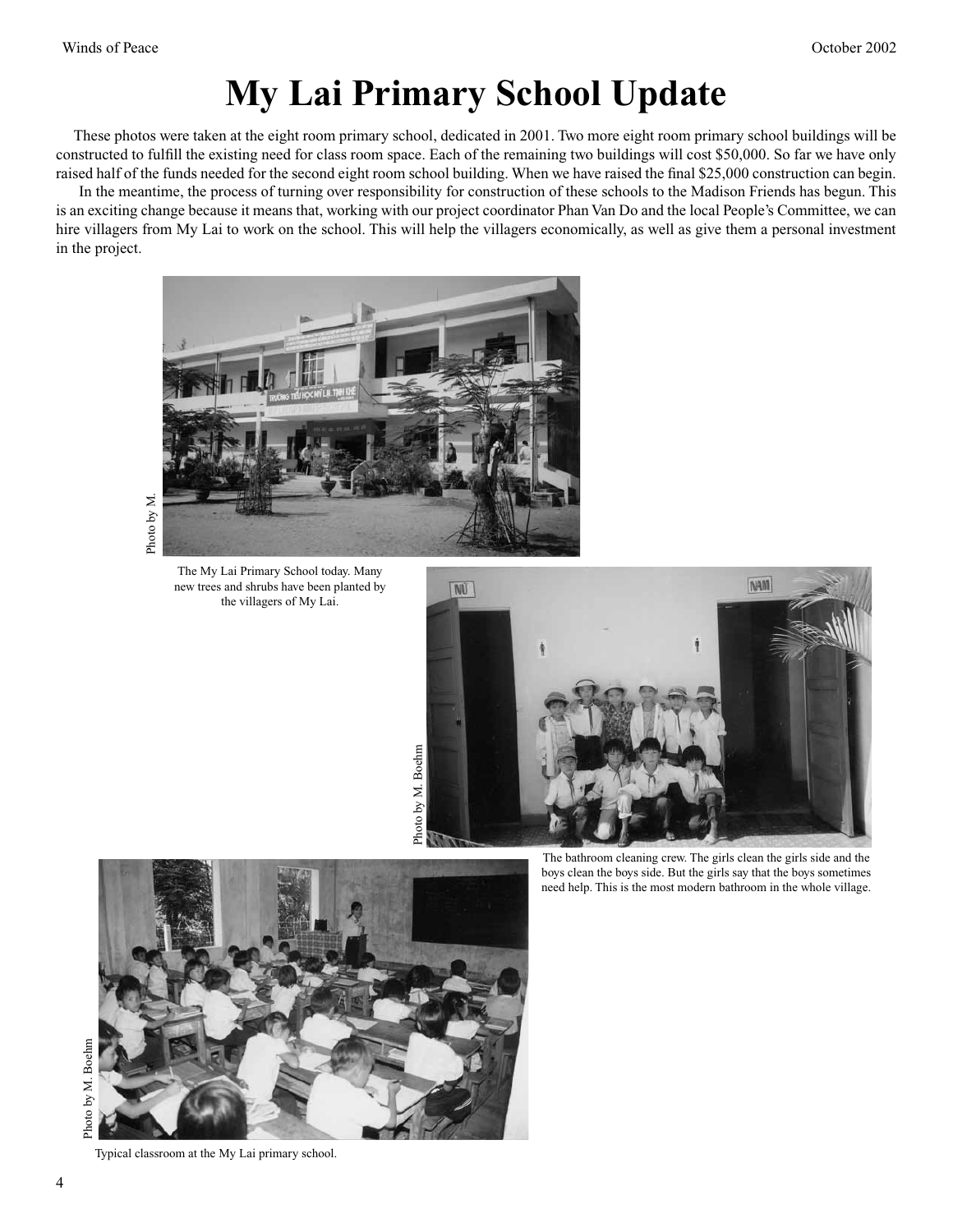# My Lai Primary School Update

These photos were taken at the eight room primary school, dedicated in 2001. Two more eight room primary school buildings will be constructed to fulfill the existing need for class room space. Each of the remaining two buildings will cost $50,000. So far we have only raised half of the funds needed for the second eight room school building. When we have raised the final $25,000 construction can begin.

In the meantime, the process of turning over responsibility for construction of these schools to the Madison Friends has begun. This is an exciting change because it means that, working with our project coordinator Phan Van Do and the local People's Committee, we can hire villagers from My Lai to work on the school. This will help the villagers economically, as well as give them a personal investment in the project.

Photo by M.

The My Lai Primary School today. Many new trees and shrubs have been planted by the villagers of My Lai.

Photo by M. Boehm

The bathroom cleaning crew. The girls clean the girls side and the boys clean the boys side. But the girls say that the boys sometimes need help. This is the most modern bathroom in the whole village.

Photo by M. Boehm

Typical classroom at the My Lai primary school.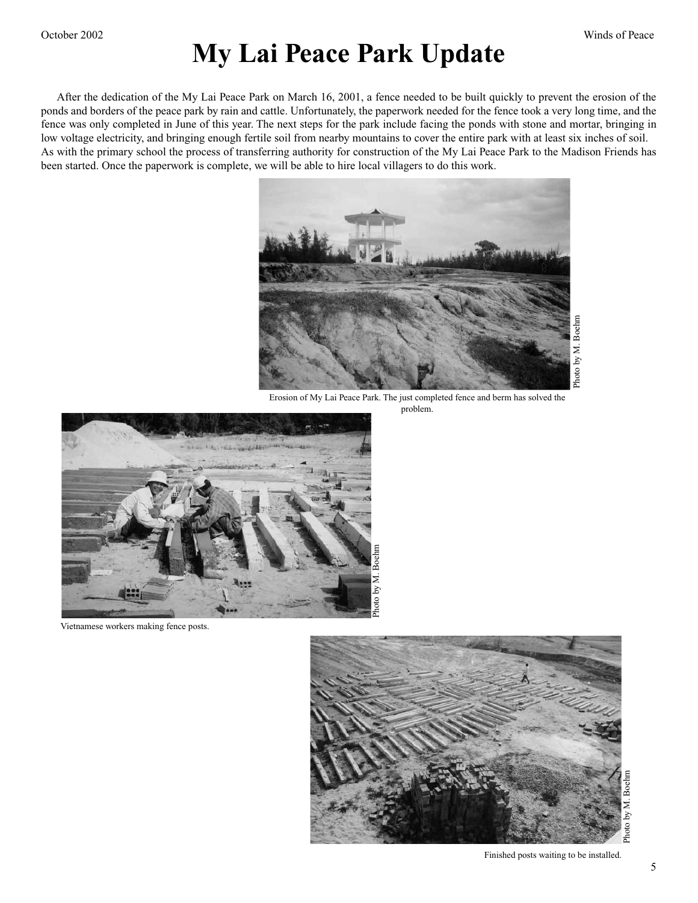# My Lai Peace Park Update

After the dedication of the My Lai Peace Park on March 16, 2001, a fence needed to be built quickly to prevent the erosion of the ponds and borders of the peace park by rain and cattle. Unfortunately, the paperwork needed for the fence took a very long time, and the fence was only completed in June of this year. The next steps for the park include facing the ponds with stone and mortar, bringing in low voltage electricity, and bringing enough fertile soil from nearby mountains to cover the entire park with at least six inches of soil. As with the primary school the process of transferring authority for construction of the My Lai Peace Park to the Madison Friends has been started. Once the paperwork is complete, we will be able to hire local villagers to do this work.

Photo by M. Boehm

Erosion of My Lai Peace Park. The just completed fence and berm has solved the problem.

Photo by M. Boehm

Vietnamese workers making fence posts.

Photo by M. Boehm

Finished posts waiting to be installed.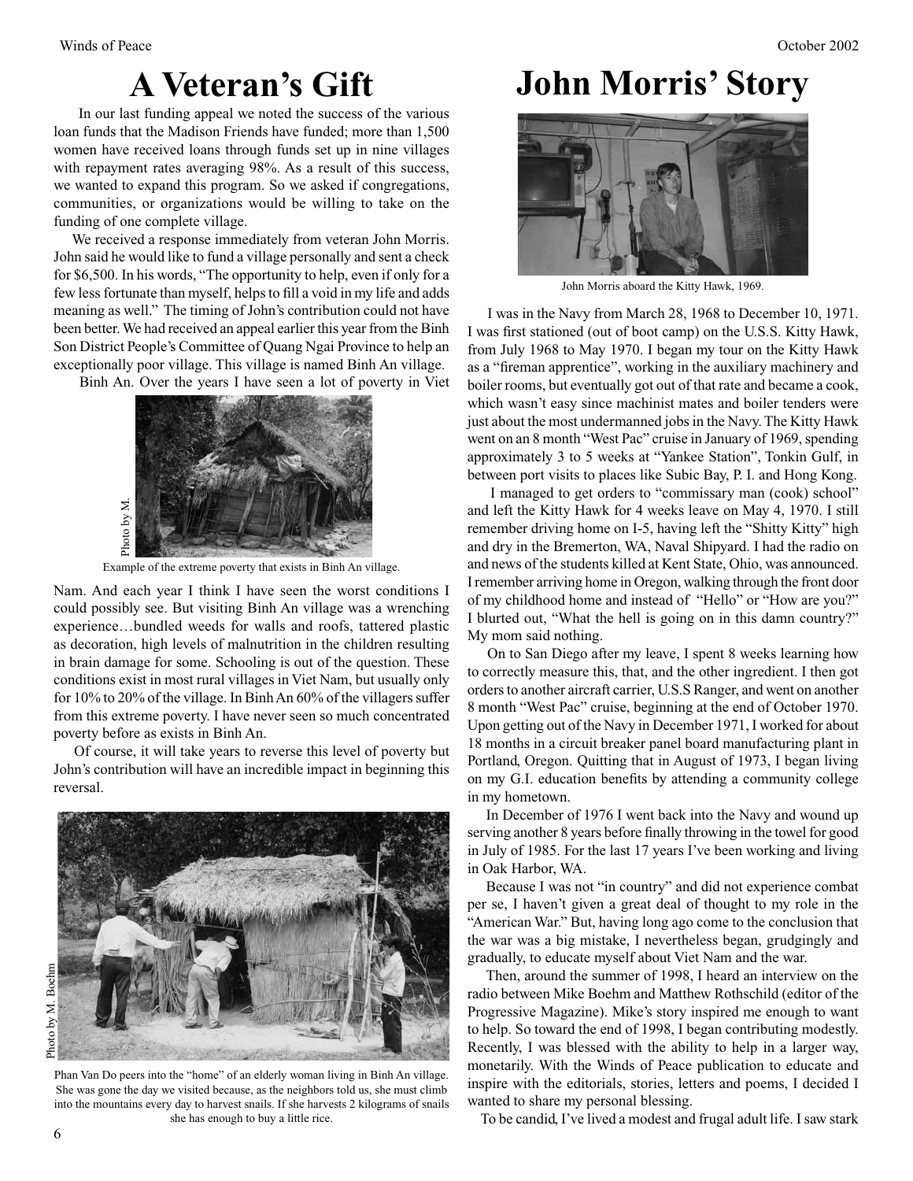# A Veteran's Gift

In our last funding appeal we noted the success of the various loan funds that the Madison Friends have funded; more than 1,500 women have received loans through funds set up in nine villages with repayment rates averaging 98%. As a result of this success, we wanted to expand this program. So we asked if congregations, communities, or organizations would be willing to take on the funding of one complete village.

We received a response immediately from veteran John Morris. John said he would like to fund a village personally and sent a check for $6,500. In his words, "The opportunity to help, even if only for a few less fortunate than myself, helps to fill a void in my life and adds meaning as well." The timing of John's contribution could not have been better. We had received an appeal earlier this year from the Binh Son District People's Committee of Quang Ngai Province to help an exceptionally poor village. This village is named Binh An village.

Binh An. Over the years I have seen a lot of poverty in Viet Nam. And each year I think I have seen the worst conditions I could possibly see. But visiting Binh An village was a wrenching experience…bundled weeds for walls and roofs, tattered plastic as decoration, high levels of malnutrition in the children resulting in brain damage for some. Schooling is out of the question. These conditions exist in most rural villages in Viet Nam, but usually only for 10% to 20% of the village. In Binh An 60% of the villagers suffer from this extreme poverty. I have never seen so much concentrated poverty before as exists in Binh An.

Photo by M.

Example of the extreme poverty that exists in Binh An village.

Of course, it will take years to reverse this level of poverty but John's contribution will have an incredible impact in beginning this reversal.

Photo by M. Boehm

Phan Van Do peers into the "home" of an elderly woman living in Binh An village. She was gone the day we visited because, as the neighbors told us, she must climb into the mountains every day to harvest snails. If she harvests 2 kilograms of snails she has enough to buy a little rice.

# John Morris' Story

John Morris aboard the Kitty Hawk, 1969.

I was in the Navy from March 28, 1968 to December 10, 1971. I was first stationed (out of boot camp) on the U.S.S. Kitty Hawk, from July 1968 to May 1970. I began my tour on the Kitty Hawk as a "fireman apprentice", working in the auxiliary machinery and boiler rooms, but eventually got out of that rate and became a cook, which wasn't easy since machinist mates and boiler tenders were just about the most undermanned jobs in the Navy. The Kitty Hawk went on an 8 month "West Pac" cruise in January of 1969, spending approximately 3 to 5 weeks at "Yankee Station", Tonkin Gulf, in between port visits to places like Subic Bay, P. I. and Hong Kong.

I managed to get orders to "commissary man (cook) school" and left the Kitty Hawk for 4 weeks leave on May 4, 1970. I still remember driving home on I-5, having left the "Shitty Kitty" high and dry in the Bremerton, WA, Naval Shipyard. I had the radio on and news of the students killed at Kent State, Ohio, was announced. I remember arriving home in Oregon, walking through the front door of my childhood home and instead of "Hello" or "How are you?" I blurted out, "What the hell is going on in this damn country?" My mom said nothing.

On to San Diego after my leave, I spent 8 weeks learning how to correctly measure this, that, and the other ingredient. I then got orders to another aircraft carrier, U.S.S Ranger, and went on another 8 month "West Pac" cruise, beginning at the end of October 1970. Upon getting out of the Navy in December 1971, I worked for about 18 months in a circuit breaker panel board manufacturing plant in Portland, Oregon. Quitting that in August of 1973, I began living on my G.I. education benefits by attending a community college in my hometown.

In December of 1976 I went back into the Navy and wound up serving another 8 years before finally throwing in the towel for good in July of 1985. For the last 17 years I've been working and living in Oak Harbor, WA.

Because I was not "in country" and did not experience combat per se, I haven't given a great deal of thought to my role in the "American War." But, having long ago come to the conclusion that the war was a big mistake, I nevertheless began, grudgingly and gradually, to educate myself about Viet Nam and the war.

Then, around the summer of 1998, I heard an interview on the radio between Mike Boehm and Matthew Rothschild (editor of the Progressive Magazine). Mike's story inspired me enough to want to help. So toward the end of 1998, I began contributing modestly. Recently, I was blessed with the ability to help in a larger way, monetarily. With the Winds of Peace publication to educate and inspire with the editorials, stories, letters and poems, I decided I wanted to share my personal blessing.

To be candid, I've lived a modest and frugal adult life. I saw stark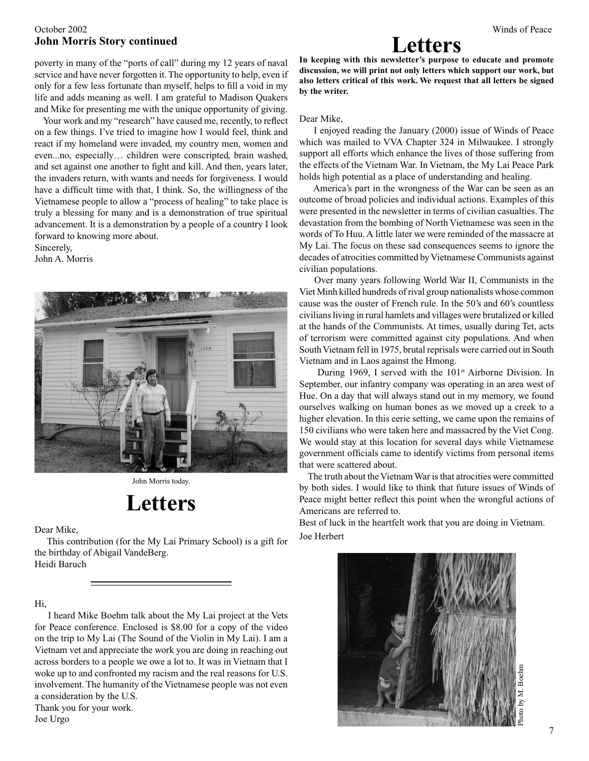## John Morris Story continued

poverty in many of the "ports of call" during my 12 years of naval service and have never forgotten it. The opportunity to help, even if only for a few less fortunate than myself, helps to fill a void in my life and adds meaning as well. I am grateful to Madison Quakers and Mike for presenting me with the unique opportunity of giving.

Your work and my "research" have caused me, recently, to reflect on a few things. I've tried to imagine how I would feel, think and react if my homeland were invaded, my country men, women and even...no, especially… children were conscripted, brain washed, and set against one another to fight and kill. And then, years later, the invaders return, with wants and needs for forgiveness. I would have a difficult time with that, I think. So, the willingness of the Vietnamese people to allow a "process of healing" to take place is truly a blessing for many and is a demonstration of true spiritual advancement. It is a demonstration by a people of a country I look forward to knowing more about.

Sincerely,
John A. Morris

John Morris today.

# Letters

Dear Mike,

This contribution (for the My Lai Primary School) is a gift for the birthday of Abigail VandeBerg.
Heidi Baruch

---

Hi,

I heard Mike Boehm talk about the My Lai project at the Vets for Peace conference. Enclosed is $8.00 for a copy of the video on the trip to My Lai (The Sound of the Violin in My Lai). I am a Vietnam vet and appreciate the work you are doing in reaching out across borders to a people we owe a lot to. It was in Vietnam that I woke up to and confronted my racism and the real reasons for U.S. involvement. The humanity of the Vietnamese people was not even a consideration by the U.S.

Thank you for your work.
Joe Urgo

# Letters

**In keeping with this newsletter's purpose to educate and promote discussion, we will print not only letters which support our work, but also letters critical of this work. We request that all letters be signed by the writer.**

Dear Mike,

I enjoyed reading the January (2000) issue of Winds of Peace which was mailed to VVA Chapter 324 in Milwaukee. I strongly support all efforts which enhance the lives of those suffering from the effects of the Vietnam War. In Vietnam, the My Lai Peace Park holds high potential as a place of understanding and healing.

America's part in the wrongness of the War can be seen as an outcome of broad policies and individual actions. Examples of this were presented in the newsletter in terms of civilian casualties. The devastation from the bombing of North Vietnamese was seen in the words of To Huu. A little later we were reminded of the massacre at My Lai. The focus on these sad consequences seems to ignore the decades of atrocities committed by Vietnamese Communists against civilian populations.

Over many years following World War II, Communists in the Viet Minh killed hundreds of rival group nationalists whose common cause was the ouster of French rule. In the 50's and 60's countless civilians living in rural hamlets and villages were brutalized or killed at the hands of the Communists. At times, usually during Tet, acts of terrorism were committed against city populations. And when South Vietnam fell in 1975, brutal reprisals were carried out in South Vietnam and in Laos against the Hmong.

During 1969, I served with the 101st Airborne Division. In September, our infantry company was operating in an area west of Hue. On a day that will always stand out in my memory, we found ourselves walking on human bones as we moved up a creek to a higher elevation. In this eerie setting, we came upon the remains of 150 civilians who were taken here and massacred by the Viet Cong. We would stay at this location for several days while Vietnamese government officials came to identify victims from personal items that were scattered about.

The truth about the Vietnam War is that atrocities were committed by both sides. I would like to think that future issues of Winds of Peace might better reflect this point when the wrongful actions of Americans are referred to.

Best of luck in the heartfelt work that you are doing in Vietnam.

Joe Herbert

Photo by M. Boehm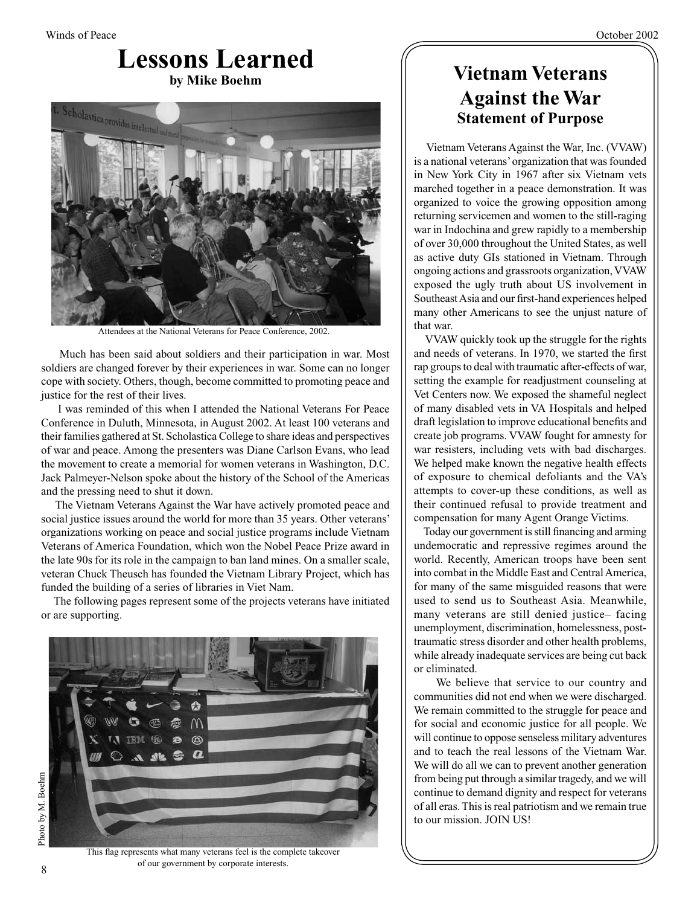# Lessons Learned

**by Mike Boehm**

Attendees at the National Veterans for Peace Conference, 2002.

Much has been said about soldiers and their participation in war. Most soldiers are changed forever by their experiences in war. Some can no longer cope with society. Others, though, become committed to promoting peace and justice for the rest of their lives.

I was reminded of this when I attended the National Veterans For Peace Conference in Duluth, Minnesota, in August 2002. At least 100 veterans and their families gathered at St. Scholastica College to share ideas and perspectives of war and peace. Among the presenters was Diane Carlson Evans, who lead the movement to create a memorial for women veterans in Washington, D.C. Jack Palmeyer-Nelson spoke about the history of the School of the Americas and the pressing need to shut it down.

The Vietnam Veterans Against the War have actively promoted peace and social justice issues around the world for more than 35 years. Other veterans' organizations working on peace and social justice programs include Vietnam Veterans of America Foundation, which won the Nobel Peace Prize award in the late 90s for its role in the campaign to ban land mines. On a smaller scale, veteran Chuck Theusch has founded the Vietnam Library Project, which has funded the building of a series of libraries in Viet Nam.

The following pages represent some of the projects veterans have initiated or are supporting.

Photo by M. Boehm

This flag represents what many veterans feel is the complete takeover of our government by corporate interests.

## Vietnam Veterans Against the War

### Statement of Purpose

Vietnam Veterans Against the War, Inc. (VVAW) is a national veterans' organization that was founded in New York City in 1967 after six Vietnam vets marched together in a peace demonstration. It was organized to voice the growing opposition among returning servicemen and women to the still-raging war in Indochina and grew rapidly to a membership of over 30,000 throughout the United States, as well as active duty GIs stationed in Vietnam. Through ongoing actions and grassroots organization, VVAW exposed the ugly truth about US involvement in Southeast Asia and our first-hand experiences helped many other Americans to see the unjust nature of that war.

VVAW quickly took up the struggle for the rights and needs of veterans. In 1970, we started the first rap groups to deal with traumatic after-effects of war, setting the example for readjustment counseling at Vet Centers now. We exposed the shameful neglect of many disabled vets in VA Hospitals and helped draft legislation to improve educational benefits and create job programs. VVAW fought for amnesty for war resisters, including vets with bad discharges. We helped make known the negative health effects of exposure to chemical defoliants and the VA's attempts to cover-up these conditions, as well as their continued refusal to provide treatment and compensation for many Agent Orange Victims.

Today our government is still financing and arming undemocratic and repressive regimes around the world. Recently, American troops have been sent into combat in the Middle East and Central America, for many of the same misguided reasons that were used to send us to Southeast Asia. Meanwhile, many veterans are still denied justice– facing unemployment, discrimination, homelessness, post-traumatic stress disorder and other health problems, while already inadequate services are being cut back or eliminated.

We believe that service to our country and communities did not end when we were discharged. We remain committed to the struggle for peace and for social and economic justice for all people. We will continue to oppose senseless military adventures and to teach the real lessons of the Vietnam War. We will do all we can to prevent another generation from being put through a similar tragedy, and we will continue to demand dignity and respect for veterans of all eras. This is real patriotism and we remain true to our mission. JOIN US!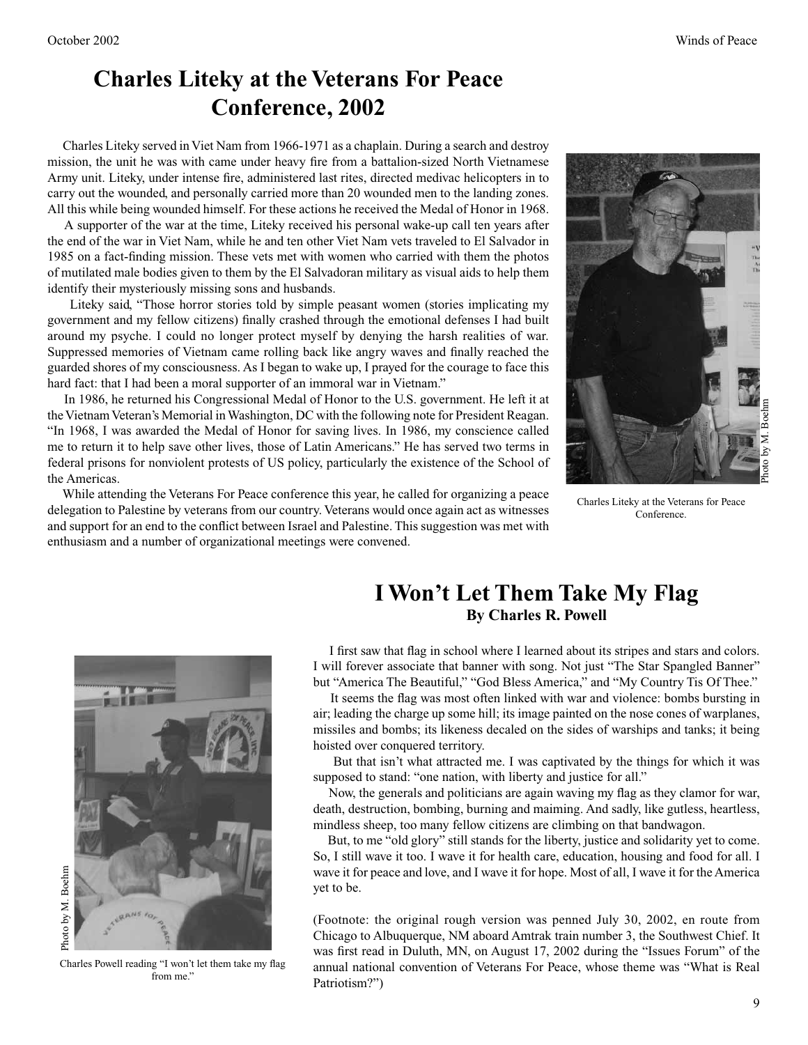# Charles Liteky at the Veterans For Peace Conference, 2002

Charles Liteky served in Viet Nam from 1966-1971 as a chaplain. During a search and destroy mission, the unit he was with came under heavy fire from a battalion-sized North Vietnamese Army unit. Liteky, under intense fire, administered last rites, directed medivac helicopters in to carry out the wounded, and personally carried more than 20 wounded men to the landing zones. All this while being wounded himself. For these actions he received the Medal of Honor in 1968.

A supporter of the war at the time, Liteky received his personal wake-up call ten years after the end of the war in Viet Nam, while he and ten other Viet Nam vets traveled to El Salvador in 1985 on a fact-finding mission. These vets met with women who carried with them the photos of mutilated male bodies given to them by the El Salvadoran military as visual aids to help them identify their mysteriously missing sons and husbands.

Liteky said, "Those horror stories told by simple peasant women (stories implicating my government and my fellow citizens) finally crashed through the emotional defenses I had built around my psyche. I could no longer protect myself by denying the harsh realities of war. Suppressed memories of Vietnam came rolling back like angry waves and finally reached the guarded shores of my consciousness. As I began to wake up, I prayed for the courage to face this hard fact: that I had been a moral supporter of an immoral war in Vietnam."

In 1986, he returned his Congressional Medal of Honor to the U.S. government. He left it at the Vietnam Veteran's Memorial in Washington, DC with the following note for President Reagan. "In 1968, I was awarded the Medal of Honor for saving lives. In 1986, my conscience called me to return it to help save other lives, those of Latin Americans." He has served two terms in federal prisons for nonviolent protests of US policy, particularly the existence of the School of the Americas.

While attending the Veterans For Peace conference this year, he called for organizing a peace delegation to Palestine by veterans from our country. Veterans would once again act as witnesses and support for an end to the conflict between Israel and Palestine. This suggestion was met with enthusiasm and a number of organizational meetings were convened.

Photo by M. Boehm

Charles Liteky at the Veterans for Peace Conference.

# I Won't Let Them Take My Flag

**By Charles R. Powell**

I first saw that flag in school where I learned about its stripes and stars and colors. I will forever associate that banner with song. Not just "The Star Spangled Banner" but "America The Beautiful," "God Bless America," and "My Country Tis Of Thee."

It seems the flag was most often linked with war and violence: bombs bursting in air; leading the charge up some hill; its image painted on the nose cones of warplanes, missiles and bombs; its likeness decaled on the sides of warships and tanks; it being hoisted over conquered territory.

But that isn't what attracted me. I was captivated by the things for which it was supposed to stand: "one nation, with liberty and justice for all."

Now, the generals and politicians are again waving my flag as they clamor for war, death, destruction, bombing, burning and maiming. And sadly, like gutless, heartless, mindless sheep, too many fellow citizens are climbing on that bandwagon.

But, to me "old glory" still stands for the liberty, justice and solidarity yet to come. So, I still wave it too. I wave it for health care, education, housing and food for all. I wave it for peace and love, and I wave it for hope. Most of all, I wave it for the America yet to be.

(Footnote: the original rough version was penned July 30, 2002, en route from Chicago to Albuquerque, NM aboard Amtrak train number 3, the Southwest Chief. It was first read in Duluth, MN, on August 17, 2002 during the "Issues Forum" of the annual national convention of Veterans For Peace, whose theme was "What is Real Patriotism?")

Photo by M. Boehm

Charles Powell reading "I won't let them take my flag from me."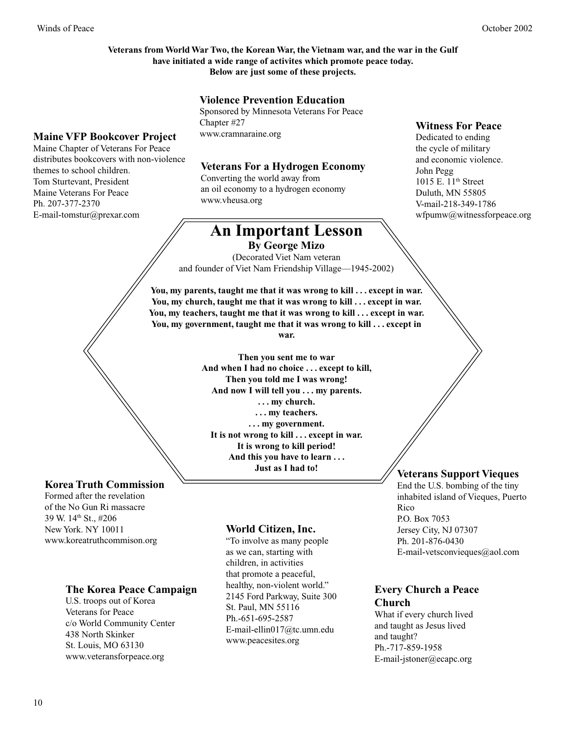**Veterans from World War Two, the Korean War, the Vietnam war, and the war in the Gulf have initiated a wide range of activites which promote peace today. Below are just some of these projects.**

### Maine VFP Bookcover Project

Maine Chapter of Veterans For Peace distributes bookcovers with non-violence themes to school children.
Tom Sturtevant, President
Maine Veterans For Peace
Ph. 207-377-2370
E-mail-tomstur@prexar.com

### Violence Prevention Education

Sponsored by Minnesota Veterans For Peace Chapter #27
www.cramnaraine.org

### Veterans For a Hydrogen Economy

Converting the world away from an oil economy to a hydrogen economy
www.vheusa.org

### Witness For Peace

Dedicated to ending the cycle of military and economic violence.
John Pegg
1015 E. 11th Street
Duluth, MN 55805
V-mail-218-349-1786
wfpumw@witnessforpeace.org

## An Important Lesson

**By George Mizo**

(Decorated Viet Nam veteran and founder of Viet Nam Friendship Village—1945-2002)

**You, my parents, taught me that it was wrong to kill . . . except in war.**
**You, my church, taught me that it was wrong to kill . . . except in war.**
**You, my teachers, taught me that it was wrong to kill . . . except in war.**
**You, my government, taught me that it was wrong to kill . . . except in war.**

**Then you sent me to war**
**And when I had no choice . . . except to kill,**
**Then you told me I was wrong!**
**And now I will tell you . . . my parents.**
**. . . my church.**
**. . . my teachers.**
**. . . my government.**
**It is not wrong to kill . . . except in war.**
**It is wrong to kill period!**
**And this you have to learn . . .**
**Just as I had to!**

### Korea Truth Commission

Formed after the revelation of the No Gun Ri massacre
39 W. 14th St., #206
New York. NY 10011
www.koreatruthcommison.org

### The Korea Peace Campaign

U.S. troops out of Korea
Veterans for Peace
c/o World Community Center
438 North Skinker
St. Louis, MO 63130
www.veteransforpeace.org

### World Citizen, Inc.

"To involve as many people as we can, starting with children, in activities that promote a peaceful, healthy, non-violent world."
2145 Ford Parkway, Suite 300
St. Paul, MN 55116
Ph.-651-695-2587
E-mail-ellin017@tc.umn.edu
www.peacesites.org

### Veterans Support Vieques

End the U.S. bombing of the tiny inhabited island of Vieques, Puerto Rico
P.O. Box 7053
Jersey City, NJ 07307
Ph. 201-876-0430
E-mail-vetsconvieques@aol.com

### Every Church a Peace Church

What if every church lived and taught as Jesus lived and taught?
Ph.-717-859-1958
E-mail-jstoner@ecapc.org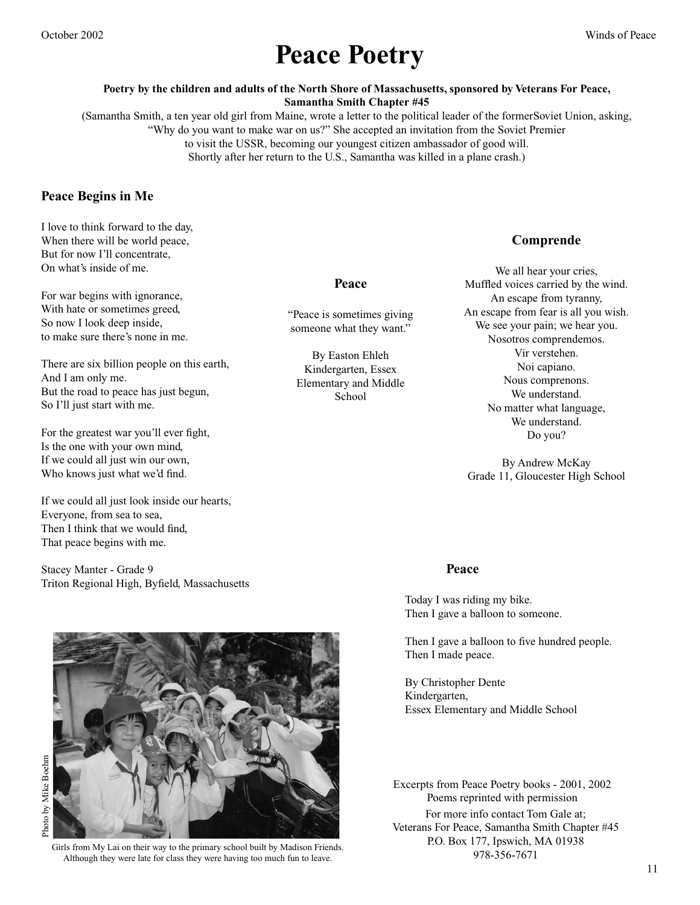# Peace Poetry

**Poetry by the children and adults of the North Shore of Massachusetts, sponsored by Veterans For Peace, Samantha Smith Chapter #45**

(Samantha Smith, a ten year old girl from Maine, wrote a letter to the political leader of the formerSoviet Union, asking, "Why do you want to make war on us?" She accepted an invitation from the Soviet Premier to visit the USSR, becoming our youngest citizen ambassador of good will. Shortly after her return to the U.S., Samantha was killed in a plane crash.)

### Peace Begins in Me

I love to think forward to the day,
When there will be world peace,
But for now I'll concentrate,
On what's inside of me.

For war begins with ignorance,
With hate or sometimes greed,
So now I look deep inside,
to make sure there's none in me.

There are six billion people on this earth,
And I am only me.
But the road to peace has just begun,
So I'll just start with me.

For the greatest war you'll ever fight,
Is the one with your own mind,
If we could all just win our own,
Who knows just what we'd find.

If we could all just look inside our hearts,
Everyone, from sea to sea,
Then I think that we would find,
That peace begins with me.

Stacey Manter - Grade 9
Triton Regional High, Byfield, Massachusetts

### Peace

"Peace is sometimes giving someone what they want."

By Easton Ehleh
Kindergarten, Essex Elementary and Middle School

### Comprende

We all hear your cries,
Muffled voices carried by the wind.
An escape from tyranny,
An escape from fear is all you wish.
We see your pain; we hear you.
Nosotros comprendemos.
Vir verstehen.
Noi capiano.
Nous comprenons.
We understand.
No matter what language,
We understand.
Do you?

By Andrew McKay
Grade 11, Gloucester High School

### Peace

Today I was riding my bike.
Then I gave a balloon to someone.

Then I gave a balloon to five hundred people.
Then I made peace.

By Christopher Dente
Kindergarten,
Essex Elementary and Middle School

Photo by Mike Boehm

Girls from My Lai on their way to the primary school built by Madison Friends. Although they were late for class they were having too much fun to leave.

Excerpts from Peace Poetry books - 2001, 2002
Poems reprinted with permission
For more info contact Tom Gale at;
Veterans For Peace, Samantha Smith Chapter #45
P.O. Box 177, Ipswich, MA 01938
978-356-7671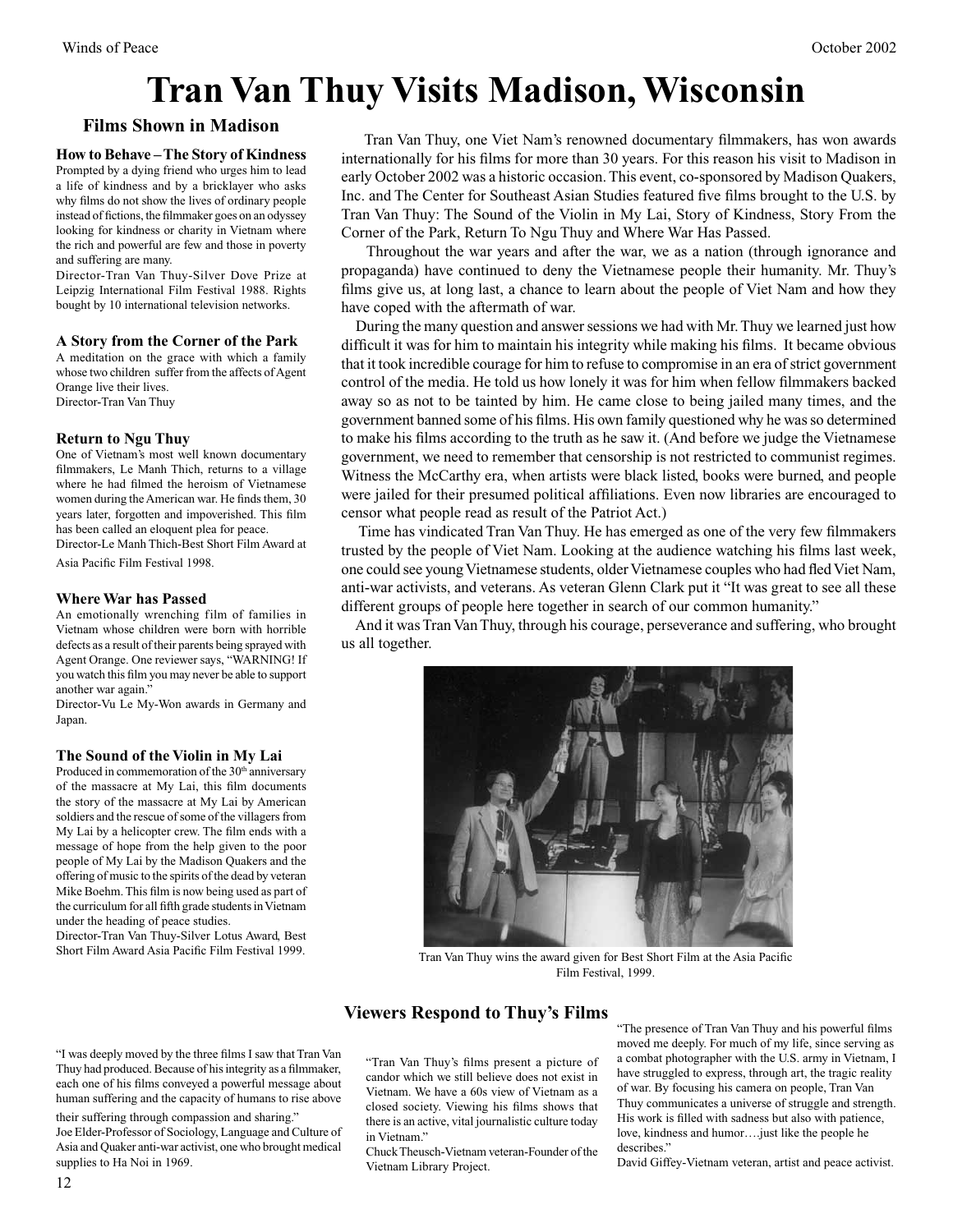# Tran Van Thuy Visits Madison, Wisconsin

Tran Van Thuy, one Viet Nam's renowned documentary filmmakers, has won awards internationally for his films for more than 30 years. For this reason his visit to Madison in early October 2002 was a historic occasion. This event, co-sponsored by Madison Quakers, Inc. and The Center for Southeast Asian Studies featured five films brought to the U.S. by Tran Van Thuy: The Sound of the Violin in My Lai, Story of Kindness, Story From the Corner of the Park, Return To Ngu Thuy and Where War Has Passed.

Throughout the war years and after the war, we as a nation (through ignorance and propaganda) have continued to deny the Vietnamese people their humanity. Mr. Thuy's films give us, at long last, a chance to learn about the people of Viet Nam and how they have coped with the aftermath of war.

During the many question and answer sessions we had with Mr. Thuy we learned just how difficult it was for him to maintain his integrity while making his films. It became obvious that it took incredible courage for him to refuse to compromise in an era of strict government control of the media. He told us how lonely it was for him when fellow filmmakers backed away so as not to be tainted by him. He came close to being jailed many times, and the government banned some of his films. His own family questioned why he was so determined to make his films according to the truth as he saw it. (And before we judge the Vietnamese government, we need to remember that censorship is not restricted to communist regimes. Witness the McCarthy era, when artists were black listed, books were burned, and people were jailed for their presumed political affiliations. Even now libraries are encouraged to censor what people read as result of the Patriot Act.)

Time has vindicated Tran Van Thuy. He has emerged as one of the very few filmmakers trusted by the people of Viet Nam. Looking at the audience watching his films last week, one could see young Vietnamese students, older Vietnamese couples who had fled Viet Nam, anti-war activists, and veterans. As veteran Glenn Clark put it "It was great to see all these different groups of people here together in search of our common humanity."

And it was Tran Van Thuy, through his courage, perseverance and suffering, who brought us all together.

Tran Van Thuy wins the award given for Best Short Film at the Asia Pacific Film Festival, 1999.

## Films Shown in Madison

**How to Behave – The Story of Kindness**
Prompted by a dying friend who urges him to lead a life of kindness and by a bricklayer who asks why films do not show the lives of ordinary people instead of fictions, the filmmaker goes on an odyssey looking for kindness or charity in Vietnam where the rich and powerful are few and those in poverty and suffering are many.
Director-Tran Van Thuy-Silver Dove Prize at Leipzig International Film Festival 1988. Rights bought by 10 international television networks.

**A Story from the Corner of the Park**
A meditation on the grace with which a family whose two children suffer from the affects of Agent Orange live their lives.
Director-Tran Van Thuy

**Return to Ngu Thuy**
One of Vietnam's most well known documentary filmmakers, Le Manh Thich, returns to a village where he had filmed the heroism of Vietnamese women during the American war. He finds them, 30 years later, forgotten and impoverished. This film has been called an eloquent plea for peace.
Director-Le Manh Thich-Best Short Film Award at Asia Pacific Film Festival 1998.

**Where War has Passed**
An emotionally wrenching film of families in Vietnam whose children were born with horrible defects as a result of their parents being sprayed with Agent Orange. One reviewer says, "WARNING! If you watch this film you may never be able to support another war again."
Director-Vu Le My-Won awards in Germany and Japan.

**The Sound of the Violin in My Lai**
Produced in commemoration of the 30th anniversary of the massacre at My Lai, this film documents the story of the massacre at My Lai by American soldiers and the rescue of some of the villagers from My Lai by a helicopter crew. The film ends with a message of hope from the help given to the poor people of My Lai by the Madison Quakers and the offering of music to the spirits of the dead by veteran Mike Boehm. This film is now being used as part of the curriculum for all fifth grade students in Vietnam under the heading of peace studies.
Director-Tran Van Thuy-Silver Lotus Award, Best Short Film Award Asia Pacific Film Festival 1999.

## Viewers Respond to Thuy's Films

"I was deeply moved by the three films I saw that Tran Van Thuy had produced. Because of his integrity as a filmmaker, each one of his films conveyed a powerful message about human suffering and the capacity of humans to rise above their suffering through compassion and sharing."
Joe Elder-Professor of Sociology, Language and Culture of Asia and Quaker anti-war activist, one who brought medical supplies to Ha Noi in 1969.

"Tran Van Thuy's films present a picture of candor which we still believe does not exist in Vietnam. We have a 60s view of Vietnam as a closed society. Viewing his films shows that there is an active, vital journalistic culture today in Vietnam."
Chuck Theusch-Vietnam veteran-Founder of the Vietnam Library Project.

"The presence of Tran Van Thuy and his powerful films moved me deeply. For much of my life, since serving as a combat photographer with the U.S. army in Vietnam, I have struggled to express, through art, the tragic reality of war. By focusing his camera on people, Tran Van Thuy communicates a universe of struggle and strength. His work is filled with sadness but also with patience, love, kindness and humor….just like the people he describes."
David Giffey-Vietnam veteran, artist and peace activist.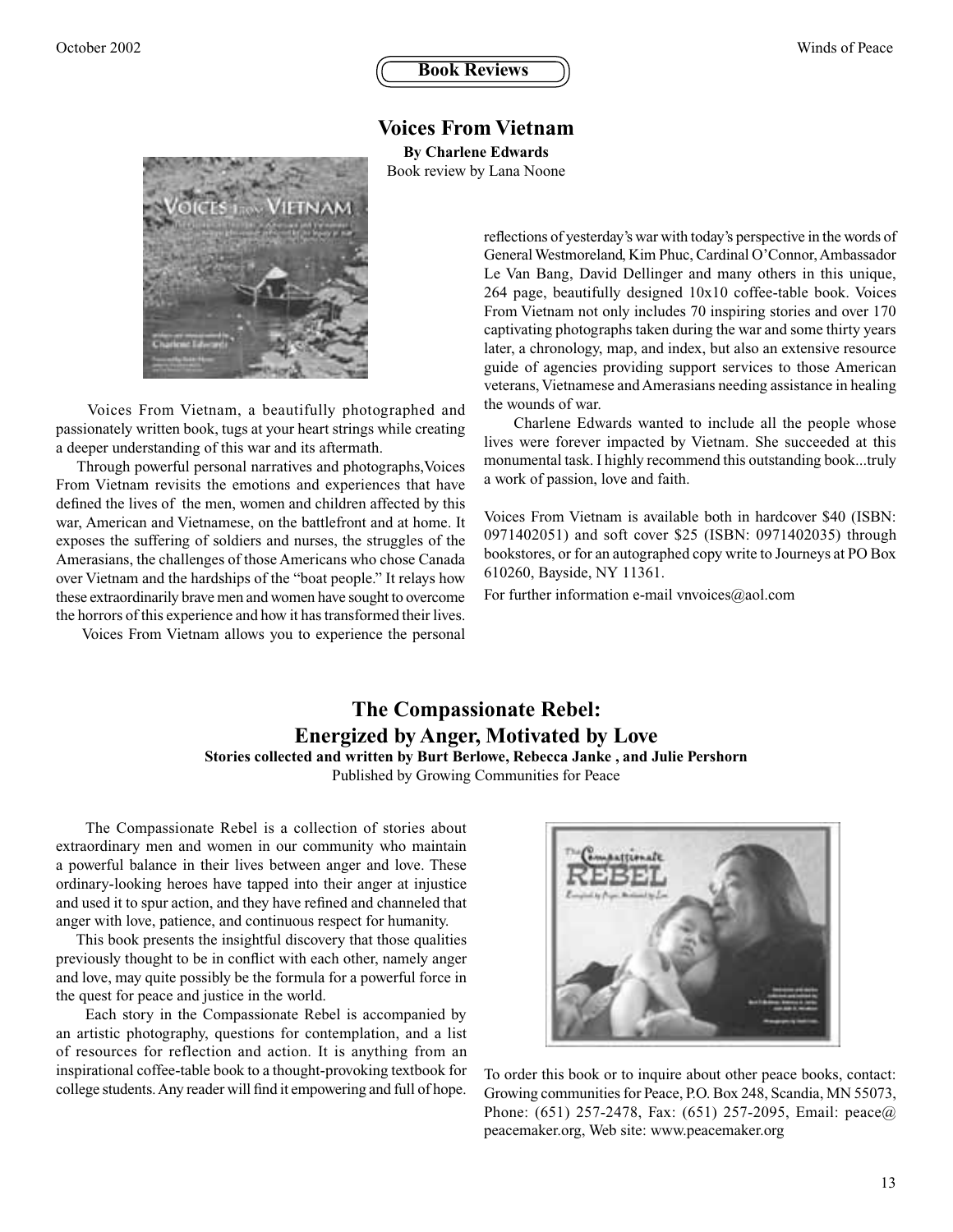## Book Reviews

### Voices From Vietnam

**By Charlene Edwards**

Book review by Lana Noone

Voices From Vietnam, a beautifully photographed and passionately written book, tugs at your heart strings while creating a deeper understanding of this war and its aftermath.

Through powerful personal narratives and photographs, Voices From Vietnam revisits the emotions and experiences that have defined the lives of the men, women and children affected by this war, American and Vietnamese, on the battlefront and at home. It exposes the suffering of soldiers and nurses, the struggles of the Amerasians, the challenges of those Americans who chose Canada over Vietnam and the hardships of the "boat people." It relays how these extraordinarily brave men and women have sought to overcome the horrors of this experience and how it has transformed their lives.

Voices From Vietnam allows you to experience the personal reflections of yesterday's war with today's perspective in the words of General Westmoreland, Kim Phuc, Cardinal O'Connor, Ambassador Le Van Bang, David Dellinger and many others in this unique, 264 page, beautifully designed 10x10 coffee-table book. Voices From Vietnam not only includes 70 inspiring stories and over 170 captivating photographs taken during the war and some thirty years later, a chronology, map, and index, but also an extensive resource guide of agencies providing support services to those American veterans, Vietnamese and Amerasians needing assistance in healing the wounds of war.

Charlene Edwards wanted to include all the people whose lives were forever impacted by Vietnam. She succeeded at this monumental task. I highly recommend this outstanding book...truly a work of passion, love and faith.

Voices From Vietnam is available both in hardcover $40 (ISBN: 0971402051) and soft cover $25 (ISBN: 0971402035) through bookstores, or for an autographed copy write to Journeys at PO Box 610260, Bayside, NY 11361.

For further information e-mail vnvoices@aol.com

### The Compassionate Rebel: Energized by Anger, Motivated by Love

**Stories collected and written by Burt Berlowe, Rebecca Janke , and Julie Pershorn**

Published by Growing Communities for Peace

The Compassionate Rebel is a collection of stories about extraordinary men and women in our community who maintain a powerful balance in their lives between anger and love. These ordinary-looking heroes have tapped into their anger at injustice and used it to spur action, and they have refined and channeled that anger with love, patience, and continuous respect for humanity.

This book presents the insightful discovery that those qualities previously thought to be in conflict with each other, namely anger and love, may quite possibly be the formula for a powerful force in the quest for peace and justice in the world.

Each story in the Compassionate Rebel is accompanied by an artistic photography, questions for contemplation, and a list of resources for reflection and action. It is anything from an inspirational coffee-table book to a thought-provoking textbook for college students. Any reader will find it empowering and full of hope.

To order this book or to inquire about other peace books, contact: Growing communities for Peace, P.O. Box 248, Scandia, MN 55073, Phone: (651) 257-2478, Fax: (651) 257-2095, Email: peace@peacemaker.org, Web site: www.peacemaker.org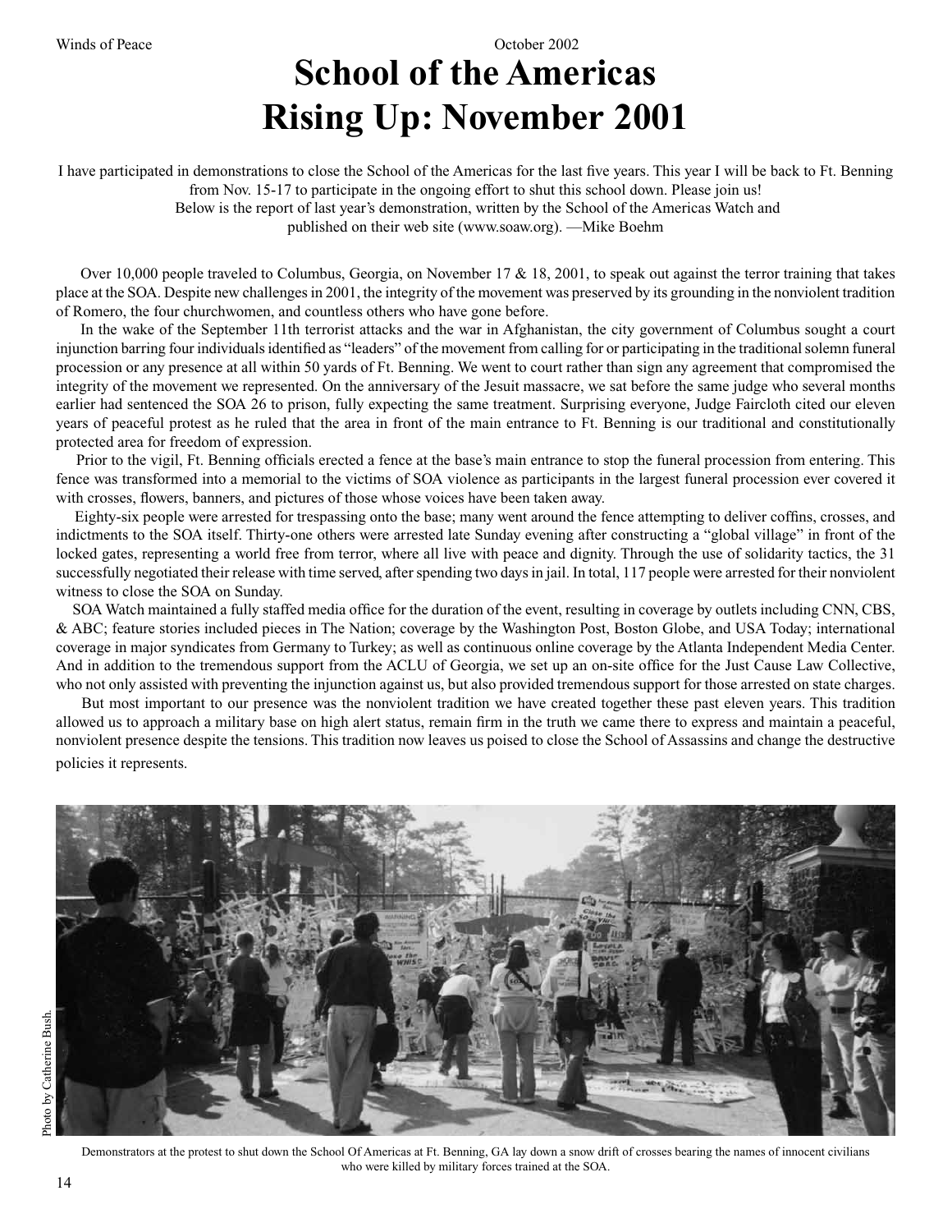# School of the Americas Rising Up: November 2001

I have participated in demonstrations to close the School of the Americas for the last five years. This year I will be back to Ft. Benning from Nov. 15-17 to participate in the ongoing effort to shut this school down. Please join us! Below is the report of last year's demonstration, written by the School of the Americas Watch and published on their web site (www.soaw.org). —Mike Boehm

Over 10,000 people traveled to Columbus, Georgia, on November 17 & 18, 2001, to speak out against the terror training that takes place at the SOA. Despite new challenges in 2001, the integrity of the movement was preserved by its grounding in the nonviolent tradition of Romero, the four churchwomen, and countless others who have gone before.

In the wake of the September 11th terrorist attacks and the war in Afghanistan, the city government of Columbus sought a court injunction barring four individuals identified as "leaders" of the movement from calling for or participating in the traditional solemn funeral procession or any presence at all within 50 yards of Ft. Benning. We went to court rather than sign any agreement that compromised the integrity of the movement we represented. On the anniversary of the Jesuit massacre, we sat before the same judge who several months earlier had sentenced the SOA 26 to prison, fully expecting the same treatment. Surprising everyone, Judge Faircloth cited our eleven years of peaceful protest as he ruled that the area in front of the main entrance to Ft. Benning is our traditional and constitutionally protected area for freedom of expression.

Prior to the vigil, Ft. Benning officials erected a fence at the base's main entrance to stop the funeral procession from entering. This fence was transformed into a memorial to the victims of SOA violence as participants in the largest funeral procession ever covered it with crosses, flowers, banners, and pictures of those whose voices have been taken away.

Eighty-six people were arrested for trespassing onto the base; many went around the fence attempting to deliver coffins, crosses, and indictments to the SOA itself. Thirty-one others were arrested late Sunday evening after constructing a "global village" in front of the locked gates, representing a world free from terror, where all live with peace and dignity. Through the use of solidarity tactics, the 31 successfully negotiated their release with time served, after spending two days in jail. In total, 117 people were arrested for their nonviolent witness to close the SOA on Sunday.

SOA Watch maintained a fully staffed media office for the duration of the event, resulting in coverage by outlets including CNN, CBS, & ABC; feature stories included pieces in The Nation; coverage by the Washington Post, Boston Globe, and USA Today; international coverage in major syndicates from Germany to Turkey; as well as continuous online coverage by the Atlanta Independent Media Center. And in addition to the tremendous support from the ACLU of Georgia, we set up an on-site office for the Just Cause Law Collective, who not only assisted with preventing the injunction against us, but also provided tremendous support for those arrested on state charges.

But most important to our presence was the nonviolent tradition we have created together these past eleven years. This tradition allowed us to approach a military base on high alert status, remain firm in the truth we came there to express and maintain a peaceful, nonviolent presence despite the tensions. This tradition now leaves us poised to close the School of Assassins and change the destructive policies it represents.

Photo by Catherine Bush.

Demonstrators at the protest to shut down the School Of Americas at Ft. Benning, GA lay down a snow drift of crosses bearing the names of innocent civilians who were killed by military forces trained at the SOA.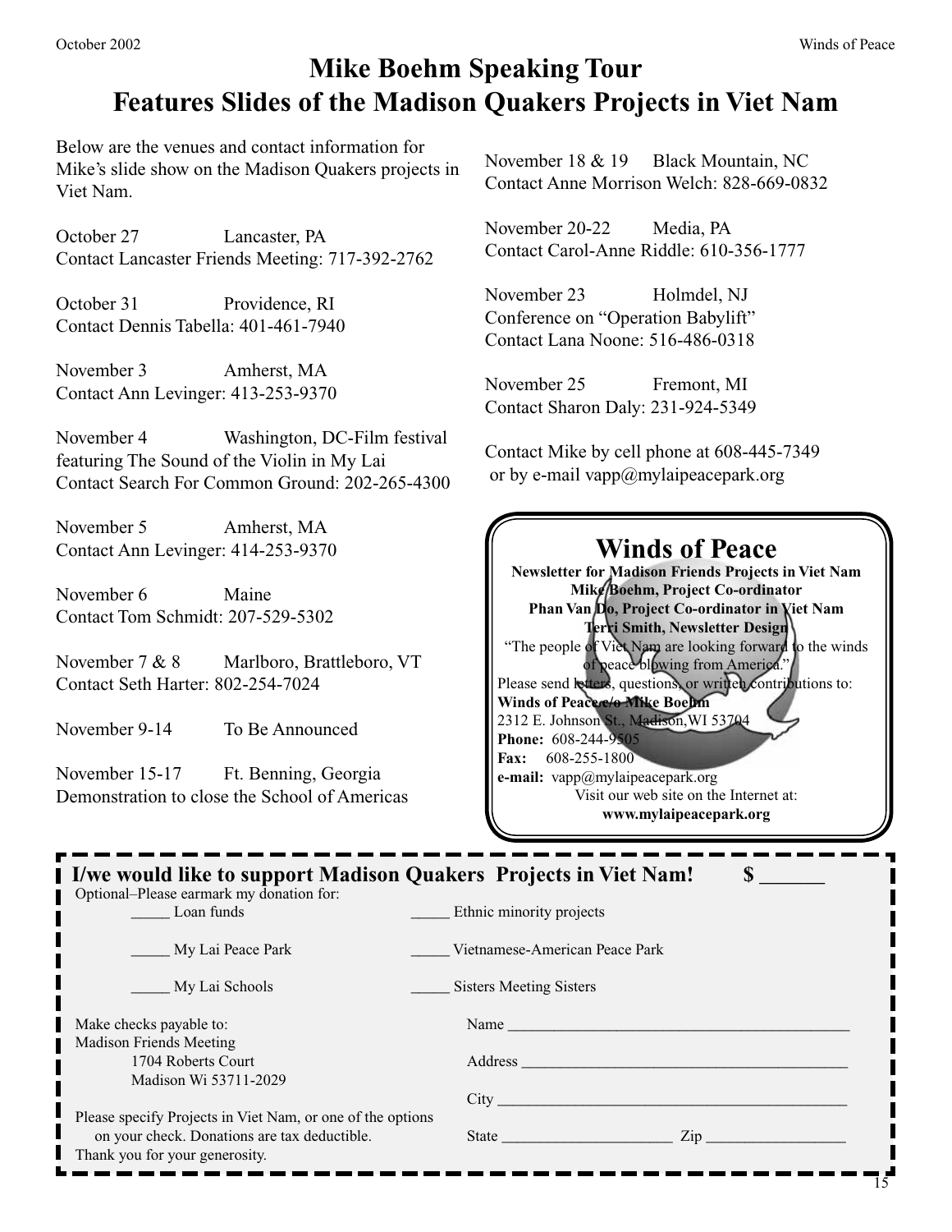# Mike Boehm Speaking Tour
# Features Slides of the Madison Quakers Projects in Viet Nam

Below are the venues and contact information for Mike's slide show on the Madison Quakers projects in Viet Nam.

October 27 Lancaster, PA
Contact Lancaster Friends Meeting: 717-392-2762

October 31 Providence, RI
Contact Dennis Tabella: 401-461-7940

November 3 Amherst, MA
Contact Ann Levinger: 413-253-9370

November 4 Washington, DC-Film festival featuring The Sound of the Violin in My Lai
Contact Search For Common Ground: 202-265-4300

November 5 Amherst, MA
Contact Ann Levinger: 414-253-9370

November 6 Maine
Contact Tom Schmidt: 207-529-5302

November 7 & 8 Marlboro, Brattleboro, VT
Contact Seth Harter: 802-254-7024

November 9-14 To Be Announced

November 15-17 Ft. Benning, Georgia
Demonstration to close the School of Americas

November 18 & 19 Black Mountain, NC
Contact Anne Morrison Welch: 828-669-0832

November 20-22 Media, PA
Contact Carol-Anne Riddle: 610-356-1777

November 23 Holmdel, NJ
Conference on "Operation Babylift"
Contact Lana Noone: 516-486-0318

November 25 Fremont, MI
Contact Sharon Daly: 231-924-5349

Contact Mike by cell phone at 608-445-7349 or by e-mail vapp@mylaipeacepark.org

## Winds of Peace

**Newsletter for Madison Friends Projects in Viet Nam**
**Mike Boehm, Project Co-ordinator**
**Phan Van Do, Project Co-ordinator in Viet Nam**
**Terri Smith, Newsletter Design**

"The people of Viet Nam are looking forward to the winds of peace blowing from America."

Please send letters, questions, or written contributions to:
**Winds of Peace c/o Mike Boehm**
2312 E. Johnson St., Madison, WI 53704
**Phone:** 608-244-9505
**Fax:** 608-255-1800
**e-mail:** vapp@mylaipeacepark.org
Visit our web site on the Internet at:
**www.mylaipeacepark.org**

---

**I/we would like to support Madison Quakers Projects in Viet Nam! $ ______**

Optional–Please earmark my donation for:

_____ Loan funds
_____ Ethnic minority projects
_____ My Lai Peace Park
_____ Vietnamese-American Peace Park
_____ My Lai Schools
_____ Sisters Meeting Sisters

Make checks payable to:
Madison Friends Meeting
1704 Roberts Court
Madison Wi 53711-2029

Please specify Projects in Viet Nam, or one of the options on your check. Donations are tax deductible.
Thank you for your generosity.

Name ____________________________________________

Address __________________________________________

City _____________________________________________

State ______________________ Zip _________________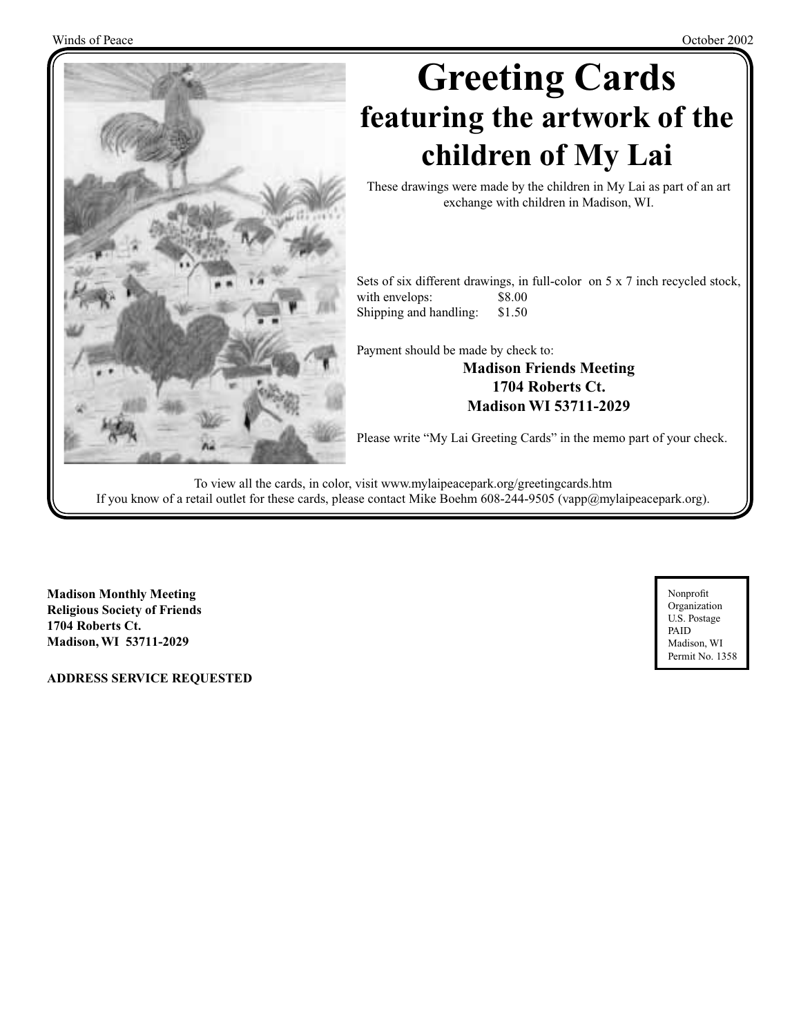# Greeting Cards featuring the artwork of the children of My Lai

These drawings were made by the children in My Lai as part of an art exchange with children in Madison, WI.

Sets of six different drawings, in full-color on 5 x 7 inch recycled stock, with envelops: $8.00
Shipping and handling: $1.50

Payment should be made by check to:

**Madison Friends Meeting**
**1704 Roberts Ct.**
**Madison WI 53711-2029**

Please write "My Lai Greeting Cards" in the memo part of your check.

To view all the cards, in color, visit www.mylaipeacepark.org/greetingcards.htm
If you know of a retail outlet for these cards, please contact Mike Boehm 608-244-9505 (vapp@mylaipeacepark.org).

**Madison Monthly Meeting**
**Religious Society of Friends**
**1704 Roberts Ct.**
**Madison, WI 53711-2029**

**ADDRESS SERVICE REQUESTED**

Nonprofit
Organization
U.S. Postage
PAID
Madison, WI
Permit No. 1358